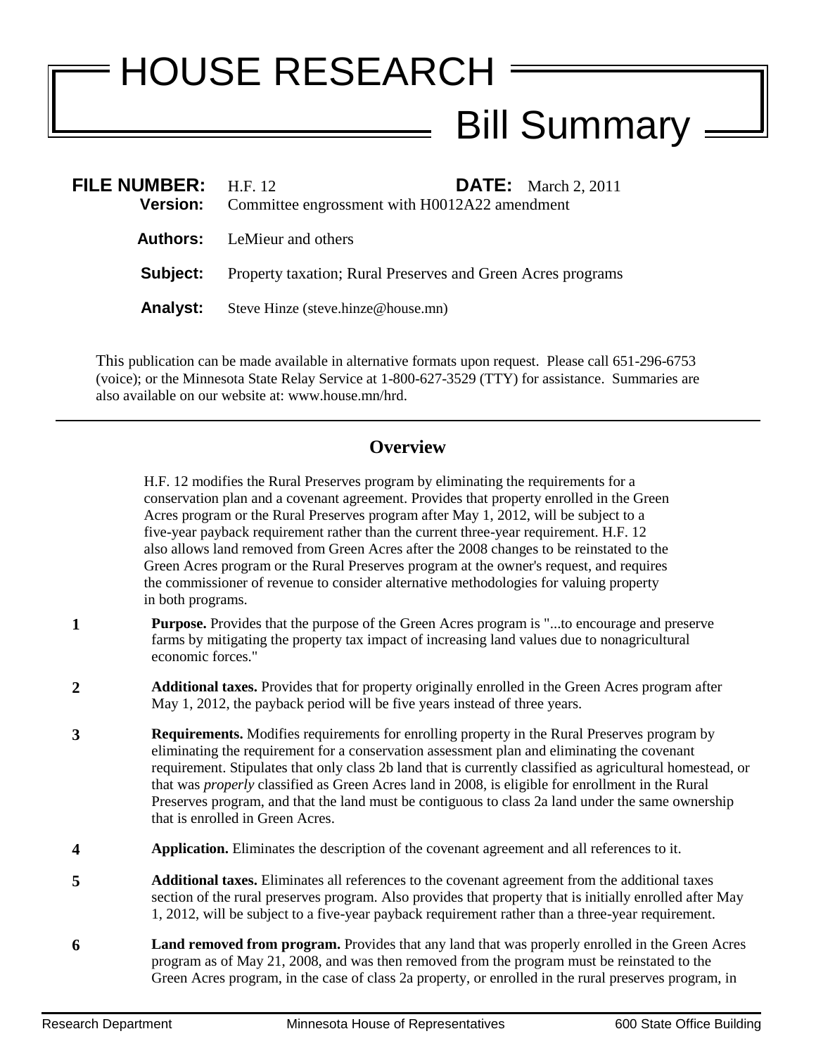# HOUSE RESEARCH

## Bill Summary

**FILE NUMBER:** H.F. 12 **DATE:** March 2, 2011
**Version:** Committee engrossment with H0012A22 amendment

**Authors:** LeMieur and others

**Subject:** Property taxation; Rural Preserves and Green Acres programs

**Analyst:** Steve Hinze (steve.hinze@house.mn)

This publication can be made available in alternative formats upon request. Please call 651-296-6753 (voice); or the Minnesota State Relay Service at 1-800-627-3529 (TTY) for assistance. Summaries are also available on our website at: www.house.mn/hrd.

---

## Overview

H.F. 12 modifies the Rural Preserves program by eliminating the requirements for a conservation plan and a covenant agreement. Provides that property enrolled in the Green Acres program or the Rural Preserves program after May 1, 2012, will be subject to a five-year payback requirement rather than the current three-year requirement. H.F. 12 also allows land removed from Green Acres after the 2008 changes to be reinstated to the Green Acres program or the Rural Preserves program at the owner's request, and requires the commissioner of revenue to consider alternative methodologies for valuing property in both programs.

**1** **Purpose.** Provides that the purpose of the Green Acres program is "...to encourage and preserve farms by mitigating the property tax impact of increasing land values due to nonagricultural economic forces."

**2** **Additional taxes.** Provides that for property originally enrolled in the Green Acres program after May 1, 2012, the payback period will be five years instead of three years.

**3** **Requirements.** Modifies requirements for enrolling property in the Rural Preserves program by eliminating the requirement for a conservation assessment plan and eliminating the covenant requirement. Stipulates that only class 2b land that is currently classified as agricultural homestead, or that was *properly* classified as Green Acres land in 2008, is eligible for enrollment in the Rural Preserves program, and that the land must be contiguous to class 2a land under the same ownership that is enrolled in Green Acres.

**4** **Application.** Eliminates the description of the covenant agreement and all references to it.

**5** **Additional taxes.** Eliminates all references to the covenant agreement from the additional taxes section of the rural preserves program. Also provides that property that is initially enrolled after May 1, 2012, will be subject to a five-year payback requirement rather than a three-year requirement.

**6** **Land removed from program.** Provides that any land that was properly enrolled in the Green Acres program as of May 21, 2008, and was then removed from the program must be reinstated to the Green Acres program, in the case of class 2a property, or enrolled in the rural preserves program, in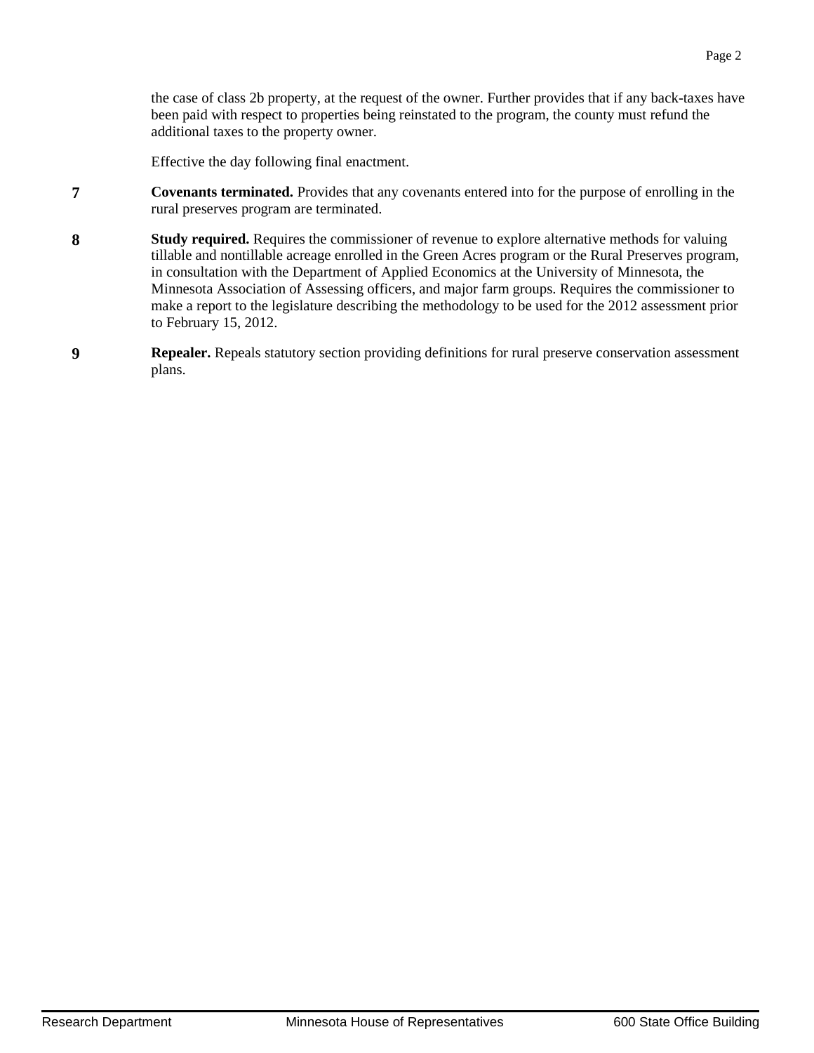the case of class 2b property, at the request of the owner. Further provides that if any back-taxes have been paid with respect to properties being reinstated to the program, the county must refund the additional taxes to the property owner.

Effective the day following final enactment.

**7** **Covenants terminated.** Provides that any covenants entered into for the purpose of enrolling in the rural preserves program are terminated.

**8** **Study required.** Requires the commissioner of revenue to explore alternative methods for valuing tillable and nontillable acreage enrolled in the Green Acres program or the Rural Preserves program, in consultation with the Department of Applied Economics at the University of Minnesota, the Minnesota Association of Assessing officers, and major farm groups. Requires the commissioner to make a report to the legislature describing the methodology to be used for the 2012 assessment prior to February 15, 2012.

**9** **Repealer.** Repeals statutory section providing definitions for rural preserve conservation assessment plans.